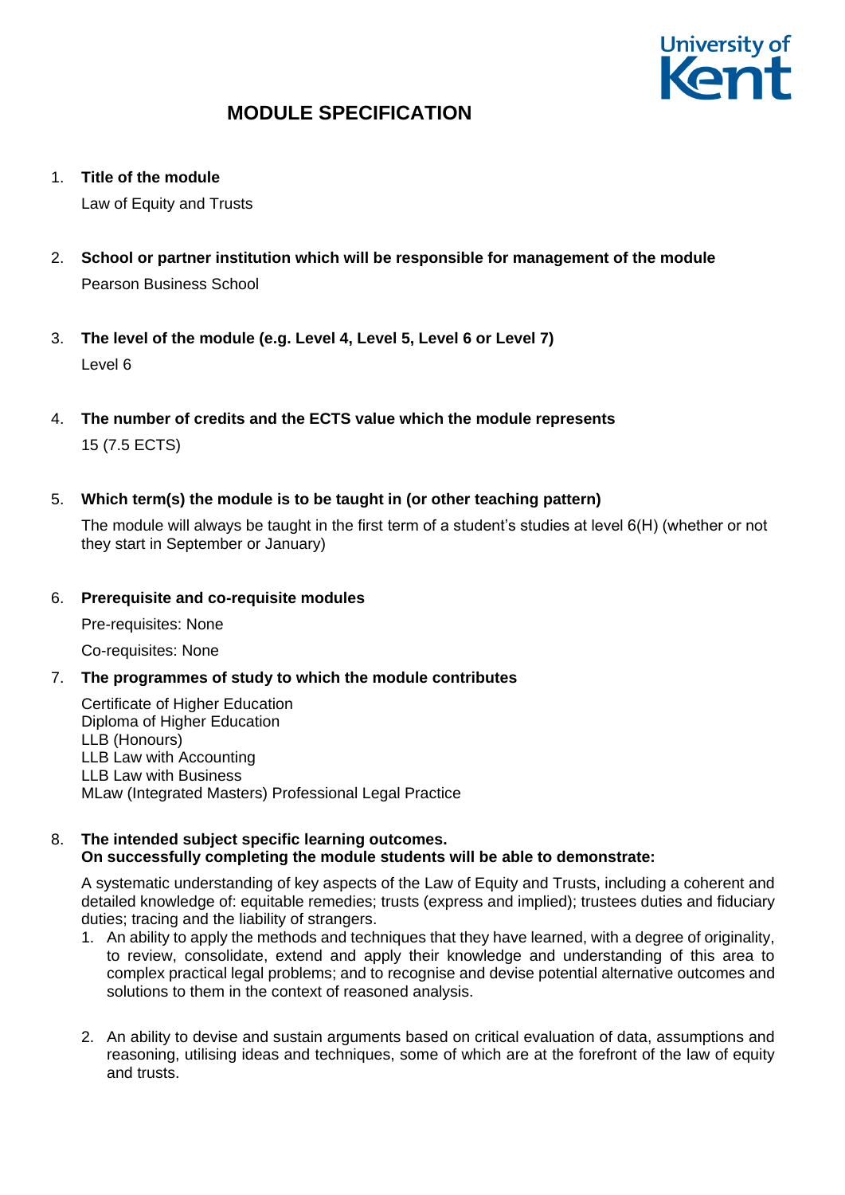University of Kent

# MODULE SPECIFICATION

1. **Title of the module**

   Law of Equity and Trusts

2. **School or partner institution which will be responsible for management of the module**

   Pearson Business School

3. **The level of the module (e.g. Level 4, Level 5, Level 6 or Level 7)**

   Level 6

4. **The number of credits and the ECTS value which the module represents**

   15 (7.5 ECTS)

5. **Which term(s) the module is to be taught in (or other teaching pattern)**

   The module will always be taught in the first term of a student's studies at level 6(H) (whether or not they start in September or January)

6. **Prerequisite and co-requisite modules**

   Pre-requisites: None

   Co-requisites: None

7. **The programmes of study to which the module contributes**

   Certificate of Higher Education
   Diploma of Higher Education
   LLB (Honours)
   LLB Law with Accounting
   LLB Law with Business
   MLaw (Integrated Masters) Professional Legal Practice

8. **The intended subject specific learning outcomes.**
   **On successfully completing the module students will be able to demonstrate:**

   A systematic understanding of key aspects of the Law of Equity and Trusts, including a coherent and detailed knowledge of: equitable remedies; trusts (express and implied); trustees duties and fiduciary duties; tracing and the liability of strangers.

   1. An ability to apply the methods and techniques that they have learned, with a degree of originality, to review, consolidate, extend and apply their knowledge and understanding of this area to complex practical legal problems; and to recognise and devise potential alternative outcomes and solutions to them in the context of reasoned analysis.

   2. An ability to devise and sustain arguments based on critical evaluation of data, assumptions and reasoning, utilising ideas and techniques, some of which are at the forefront of the law of equity and trusts.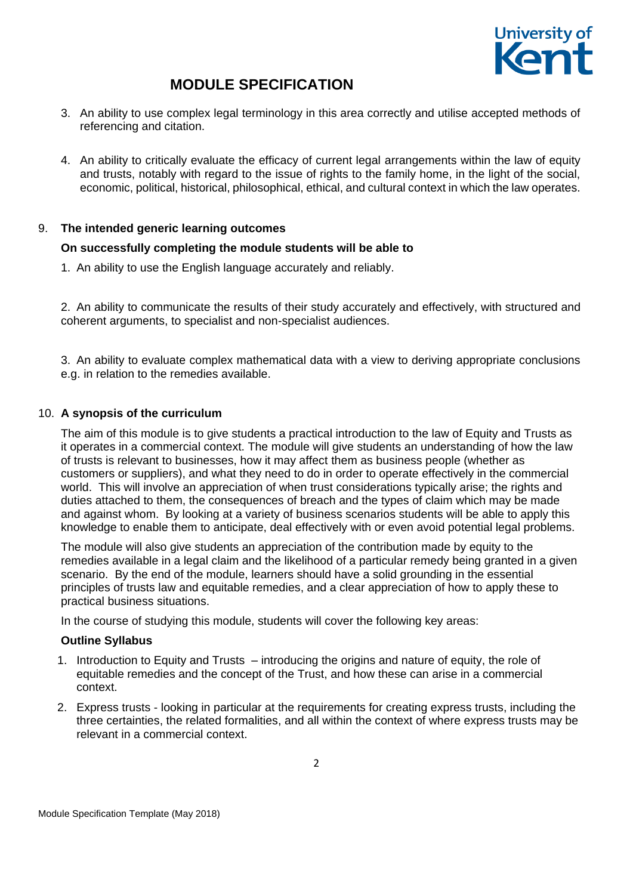3. An ability to use complex legal terminology in this area correctly and utilise accepted methods of referencing and citation.

4. An ability to critically evaluate the efficacy of current legal arrangements within the law of equity and trusts, notably with regard to the issue of rights to the family home, in the light of the social, economic, political, historical, philosophical, ethical, and cultural context in which the law operates.

## 9. The intended generic learning outcomes

**On successfully completing the module students will be able to**

1. An ability to use the English language accurately and reliably.

2. An ability to communicate the results of their study accurately and effectively, with structured and coherent arguments, to specialist and non-specialist audiences.

3. An ability to evaluate complex mathematical data with a view to deriving appropriate conclusions e.g. in relation to the remedies available.

## 10. A synopsis of the curriculum

The aim of this module is to give students a practical introduction to the law of Equity and Trusts as it operates in a commercial context. The module will give students an understanding of how the law of trusts is relevant to businesses, how it may affect them as business people (whether as customers or suppliers), and what they need to do in order to operate effectively in the commercial world. This will involve an appreciation of when trust considerations typically arise; the rights and duties attached to them, the consequences of breach and the types of claim which may be made and against whom. By looking at a variety of business scenarios students will be able to apply this knowledge to enable them to anticipate, deal effectively with or even avoid potential legal problems.

The module will also give students an appreciation of the contribution made by equity to the remedies available in a legal claim and the likelihood of a particular remedy being granted in a given scenario. By the end of the module, learners should have a solid grounding in the essential principles of trusts law and equitable remedies, and a clear appreciation of how to apply these to practical business situations.

In the course of studying this module, students will cover the following key areas:

**Outline Syllabus**

1. Introduction to Equity and Trusts – introducing the origins and nature of equity, the role of equitable remedies and the concept of the Trust, and how these can arise in a commercial context.
2. Express trusts - looking in particular at the requirements for creating express trusts, including the three certainties, the related formalities, and all within the context of where express trusts may be relevant in a commercial context.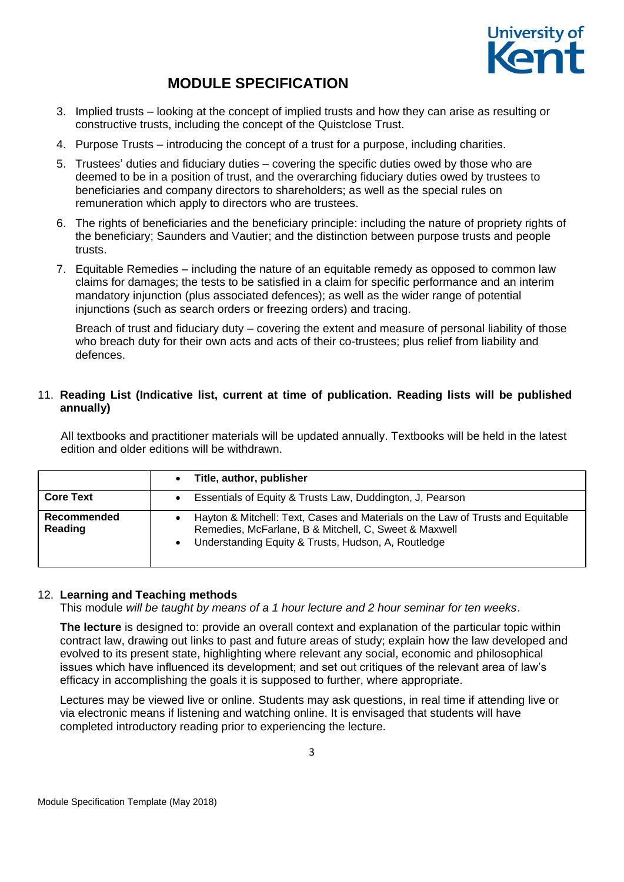# MODULE SPECIFICATION

3. Implied trusts – looking at the concept of implied trusts and how they can arise as resulting or constructive trusts, including the concept of the Quistclose Trust.
4. Purpose Trusts – introducing the concept of a trust for a purpose, including charities.
5. Trustees' duties and fiduciary duties – covering the specific duties owed by those who are deemed to be in a position of trust, and the overarching fiduciary duties owed by trustees to beneficiaries and company directors to shareholders; as well as the special rules on remuneration which apply to directors who are trustees.
6. The rights of beneficiaries and the beneficiary principle: including the nature of propriety rights of the beneficiary; Saunders and Vautier; and the distinction between purpose trusts and people trusts.
7. Equitable Remedies – including the nature of an equitable remedy as opposed to common law claims for damages; the tests to be satisfied in a claim for specific performance and an interim mandatory injunction (plus associated defences); as well as the wider range of potential injunctions (such as search orders or freezing orders) and tracing.

   Breach of trust and fiduciary duty – covering the extent and measure of personal liability of those who breach duty for their own acts and acts of their co-trustees; plus relief from liability and defences.

11. **Reading List (Indicative list, current at time of publication. Reading lists will be published annually)**

All textbooks and practitioner materials will be updated annually. Textbooks will be held in the latest edition and older editions will be withdrawn.

| | • **Title, author, publisher** |
|---|---|
| **Core Text** | • Essentials of Equity & Trusts Law, Duddington, J, Pearson |
| **Recommended Reading** | • Hayton & Mitchell: Text, Cases and Materials on the Law of Trusts and Equitable Remedies, McFarlane, B & Mitchell, C, Sweet & Maxwell<br>• Understanding Equity & Trusts, Hudson, A, Routledge |

12. **Learning and Teaching methods**

This module *will be taught by means of a 1 hour lecture and 2 hour seminar for ten weeks*.

**The lecture** is designed to: provide an overall context and explanation of the particular topic within contract law, drawing out links to past and future areas of study; explain how the law developed and evolved to its present state, highlighting where relevant any social, economic and philosophical issues which have influenced its development; and set out critiques of the relevant area of law's efficacy in accomplishing the goals it is supposed to further, where appropriate.

Lectures may be viewed live or online. Students may ask questions, in real time if attending live or via electronic means if listening and watching online. It is envisaged that students will have completed introductory reading prior to experiencing the lecture.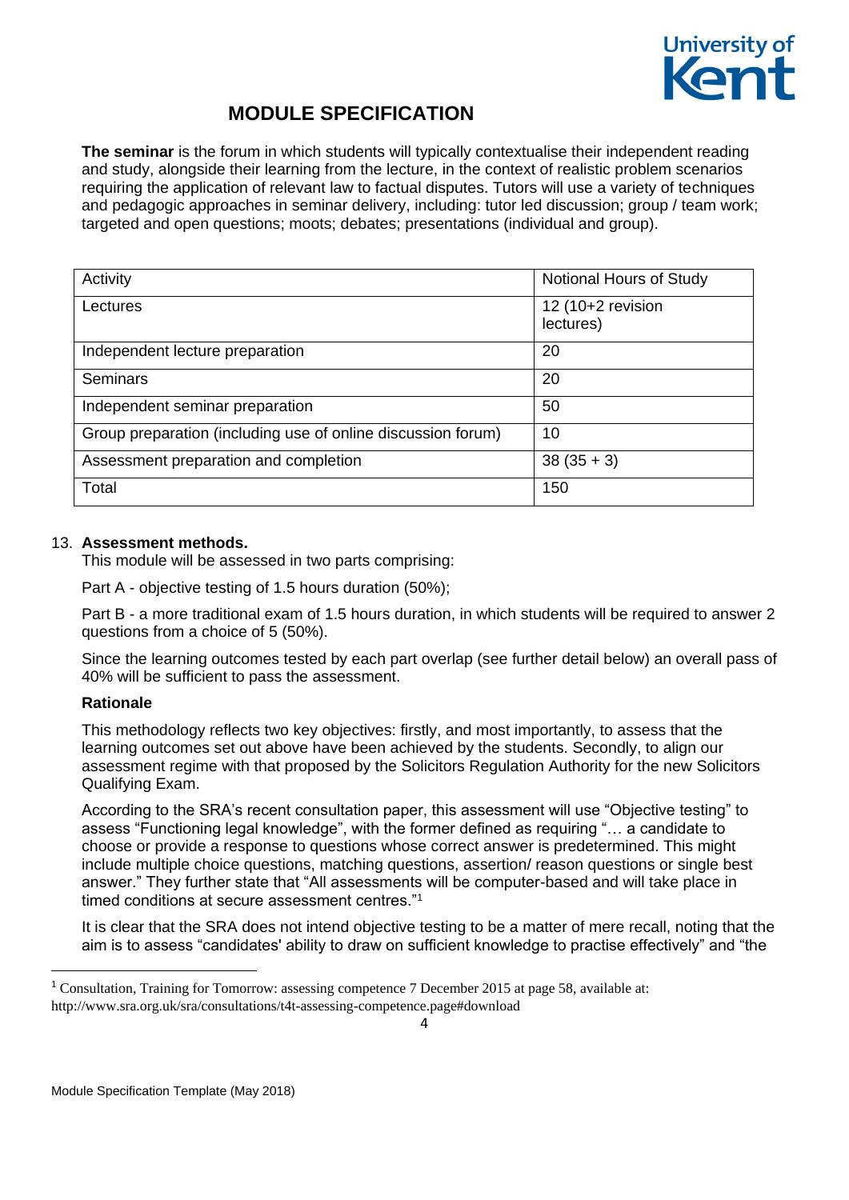**The seminar** is the forum in which students will typically contextualise their independent reading and study, alongside their learning from the lecture, in the context of realistic problem scenarios requiring the application of relevant law to factual disputes. Tutors will use a variety of techniques and pedagogic approaches in seminar delivery, including: tutor led discussion; group / team work; targeted and open questions; moots; debates; presentations (individual and group).

| Activity | Notional Hours of Study |
|---|---|
| Lectures | 12 (10+2 revision lectures) |
| Independent lecture preparation | 20 |
| Seminars | 20 |
| Independent seminar preparation | 50 |
| Group preparation (including use of online discussion forum) | 10 |
| Assessment preparation and completion | 38 (35 + 3) |
| Total | 150 |

13. **Assessment methods.**

This module will be assessed in two parts comprising:

Part A - objective testing of 1.5 hours duration (50%);

Part B - a more traditional exam of 1.5 hours duration, in which students will be required to answer 2 questions from a choice of 5 (50%).

Since the learning outcomes tested by each part overlap (see further detail below) an overall pass of 40% will be sufficient to pass the assessment.

**Rationale**

This methodology reflects two key objectives: firstly, and most importantly, to assess that the learning outcomes set out above have been achieved by the students. Secondly, to align our assessment regime with that proposed by the Solicitors Regulation Authority for the new Solicitors Qualifying Exam.

According to the SRA's recent consultation paper, this assessment will use "Objective testing" to assess "Functioning legal knowledge", with the former defined as requiring "… a candidate to choose or provide a response to questions whose correct answer is predetermined. This might include multiple choice questions, matching questions, assertion/ reason questions or single best answer." They further state that "All assessments will be computer-based and will take place in timed conditions at secure assessment centres."[1]

It is clear that the SRA does not intend objective testing to be a matter of mere recall, noting that the aim is to assess "candidates' ability to draw on sufficient knowledge to practise effectively" and "the

[1] Consultation, Training for Tomorrow: assessing competence 7 December 2015 at page 58, available at: http://www.sra.org.uk/sra/consultations/t4t-assessing-competence.page#download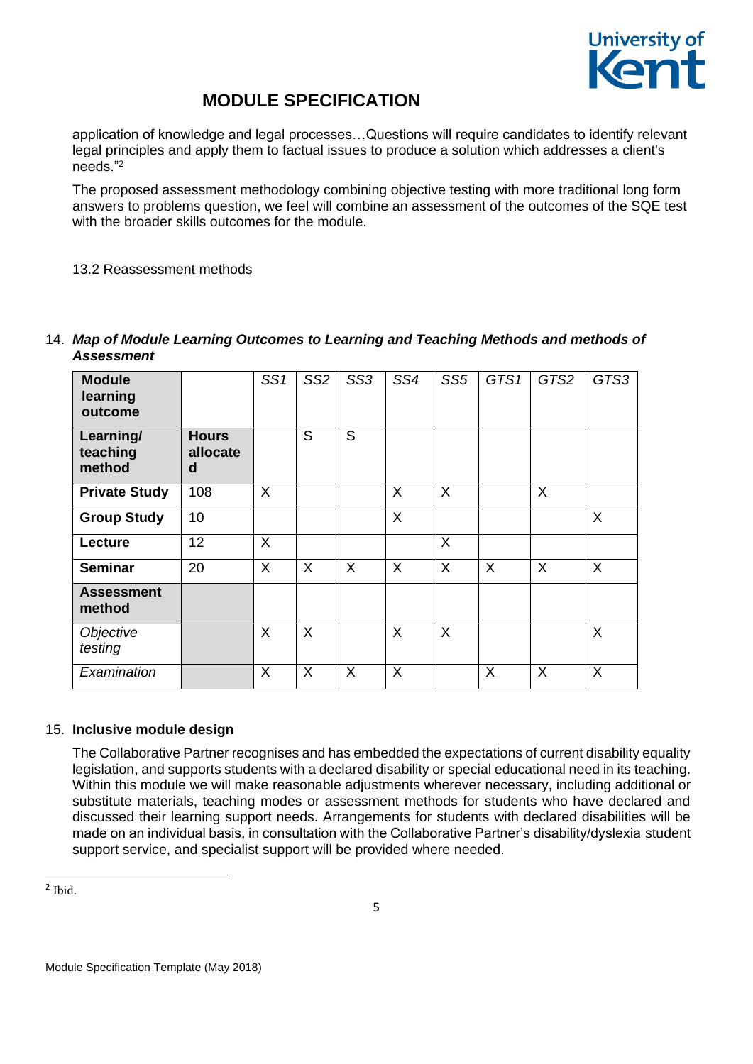application of knowledge and legal processes…Questions will require candidates to identify relevant legal principles and apply them to factual issues to produce a solution which addresses a client's needs."[2]

The proposed assessment methodology combining objective testing with more traditional long form answers to problems question, we feel will combine an assessment of the outcomes of the SQE test with the broader skills outcomes for the module.

13.2 Reassessment methods

14. ***Map of Module Learning Outcomes to Learning and Teaching Methods and methods of Assessment***

| **Module learning outcome** | | *SS1* | *SS2* | *SS3* | *SS4* | *SS5* | *GTS1* | *GTS2* | *GTS3* |
|---|---|---|---|---|---|---|---|---|---|
| **Learning/ teaching method** | **Hours allocated** | | S | S | | | | | |
| **Private Study** | 108 | X | | | X | X | | X | |
| **Group Study** | 10 | | | | X | | | | X |
| **Lecture** | 12 | X | | | | X | | | |
| **Seminar** | 20 | X | X | X | X | X | X | X | X |
| **Assessment method** | | | | | | | | | |
| *Objective testing* | | X | X | | X | X | | | X |
| *Examination* | | X | X | X | X | | X | X | X |

15. **Inclusive module design**

The Collaborative Partner recognises and has embedded the expectations of current disability equality legislation, and supports students with a declared disability or special educational need in its teaching. Within this module we will make reasonable adjustments wherever necessary, including additional or substitute materials, teaching modes or assessment methods for students who have declared and discussed their learning support needs. Arrangements for students with declared disabilities will be made on an individual basis, in consultation with the Collaborative Partner's disability/dyslexia student support service, and specialist support will be provided where needed.

---

[2] Ibid.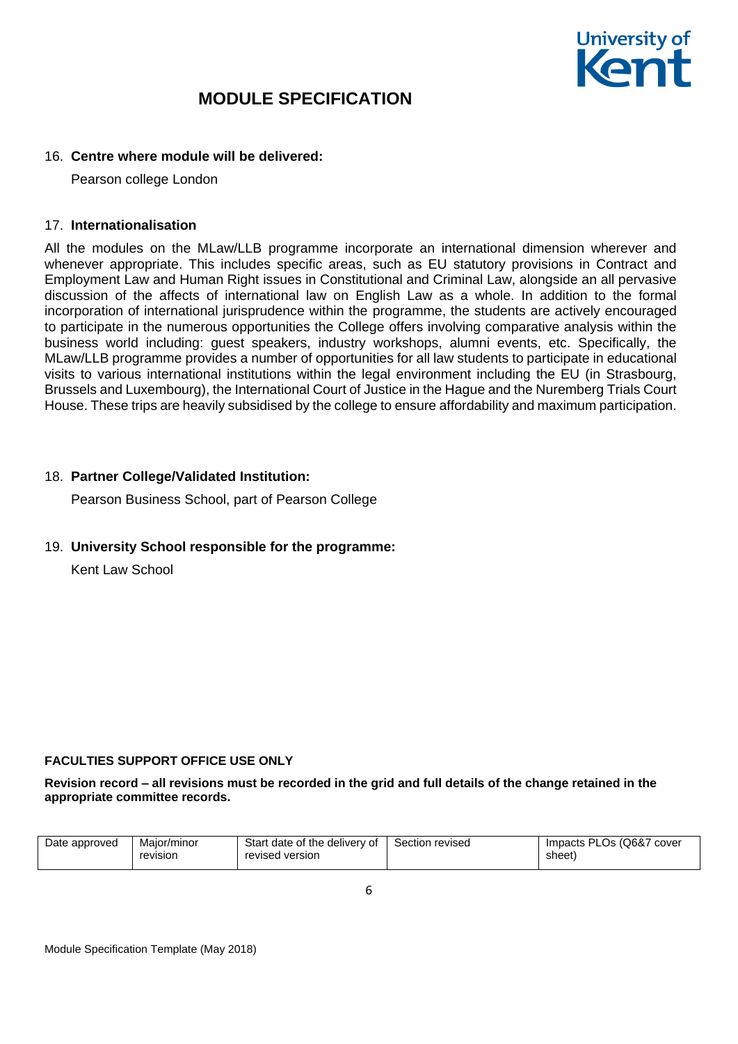# MODULE SPECIFICATION

16. **Centre where module will be delivered:**

    Pearson college London

17. **Internationalisation**

All the modules on the MLaw/LLB programme incorporate an international dimension wherever and whenever appropriate. This includes specific areas, such as EU statutory provisions in Contract and Employment Law and Human Right issues in Constitutional and Criminal Law, alongside an all pervasive discussion of the affects of international law on English Law as a whole. In addition to the formal incorporation of international jurisprudence within the programme, the students are actively encouraged to participate in the numerous opportunities the College offers involving comparative analysis within the business world including: guest speakers, industry workshops, alumni events, etc. Specifically, the MLaw/LLB programme provides a number of opportunities for all law students to participate in educational visits to various international institutions within the legal environment including the EU (in Strasbourg, Brussels and Luxembourg), the International Court of Justice in the Hague and the Nuremberg Trials Court House. These trips are heavily subsidised by the college to ensure affordability and maximum participation.

18. **Partner College/Validated Institution:**

    Pearson Business School, part of Pearson College

19. **University School responsible for the programme:**

    Kent Law School

**FACULTIES SUPPORT OFFICE USE ONLY**

**Revision record – all revisions must be recorded in the grid and full details of the change retained in the appropriate committee records.**

| Date approved | Major/minor revision | Start date of the delivery of revised version | Section revised | Impacts PLOs (Q6&7 cover sheet) |
|---|---|---|---|---|

Module Specification Template (May 2018)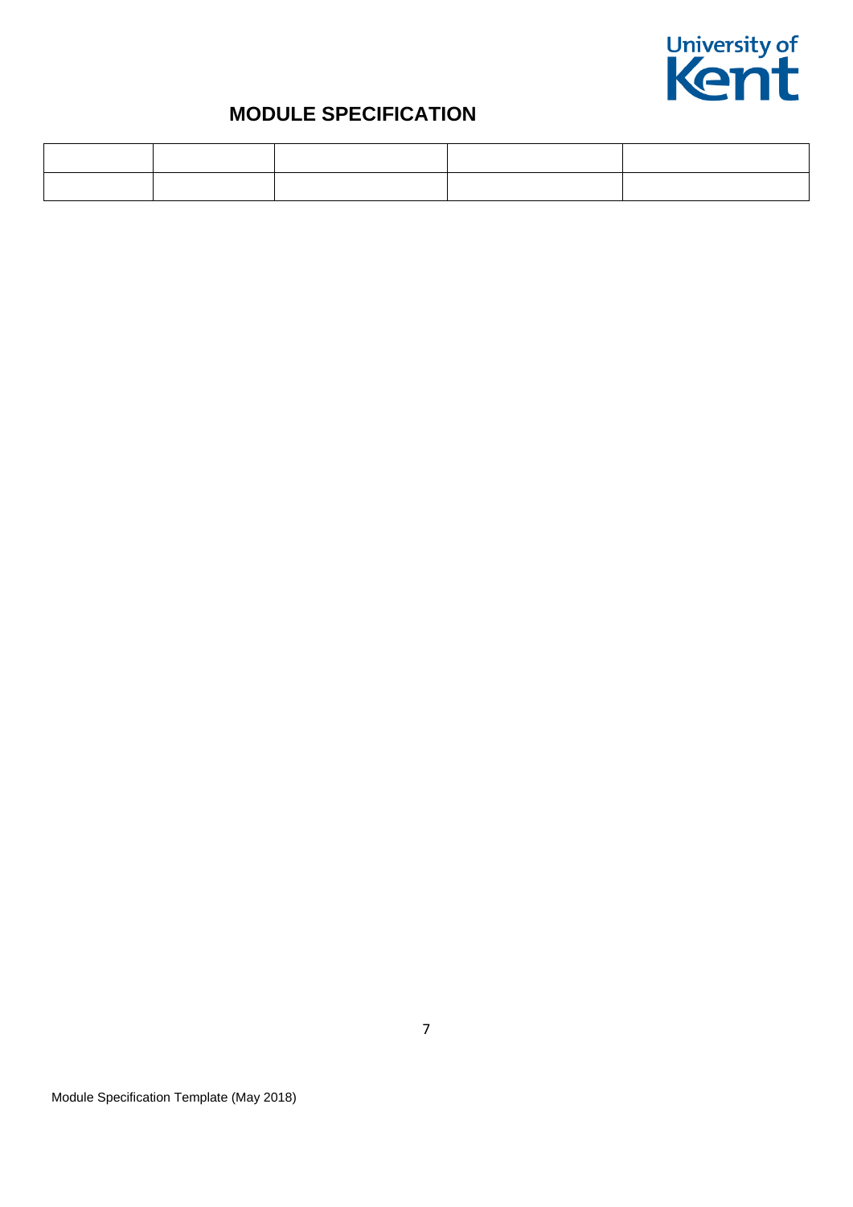# MODULE SPECIFICATION

| | | | | |
|---|---|---|---|---|
| | | | | |
| | | | | |